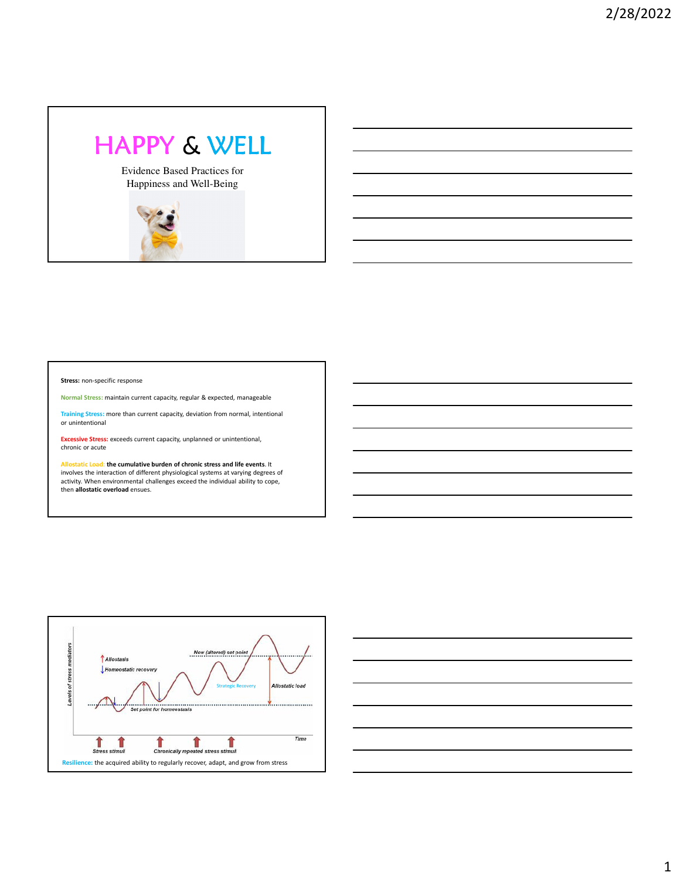# HAPPY & WELL

Evidence Based Practices for Happiness and Well-Being

**Stress:** non-specific response

**Normal Stress:** maintain current capacity, regular & expected, manageable

**Training Stress:** more than current capacity, deviation from normal, intentional or unintentional

**Excessive Stress:** exceeds current capacity, unplanned or unintentional, chronic or acute

**Allostatic Load:** **the cumulative burden of chronic stress and life events**. It involves the interaction of different physiological systems at varying degrees of activity. When environmental challenges exceed the individual ability to cope, then **allostatic overload** ensues.

Levels of stress mediators

↑ Allostasis

↓ Homeostatic recovery

New (altered) set point

Strategic Recovery

Allostatic load

Set point for homeostasis

Time

Stress stimuli

Chronically repeated stress stimuli

**Resilience:** the acquired ability to regularly recover, adapt, and grow from stress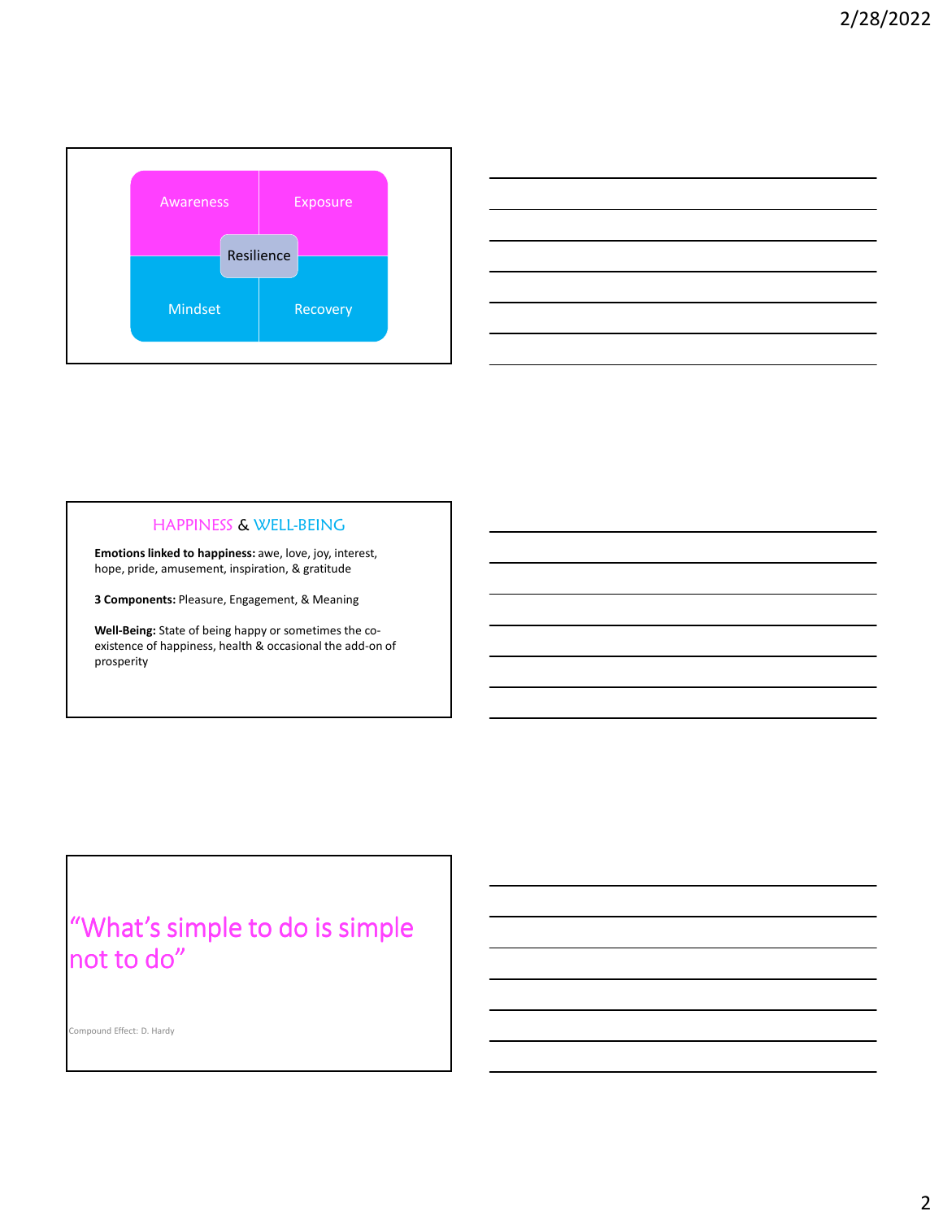Awareness | Exposure

Resilience

Mindset | Recovery

## HAPPINESS & WELL-BEING

**Emotions linked to happiness:** awe, love, joy, interest, hope, pride, amusement, inspiration, & gratitude

**3 Components:** Pleasure, Engagement, & Meaning

**Well-Being:** State of being happy or sometimes the co-existence of happiness, health & occasional the add-on of prosperity

"What's simple to do is simple not to do"

Compound Effect: D. Hardy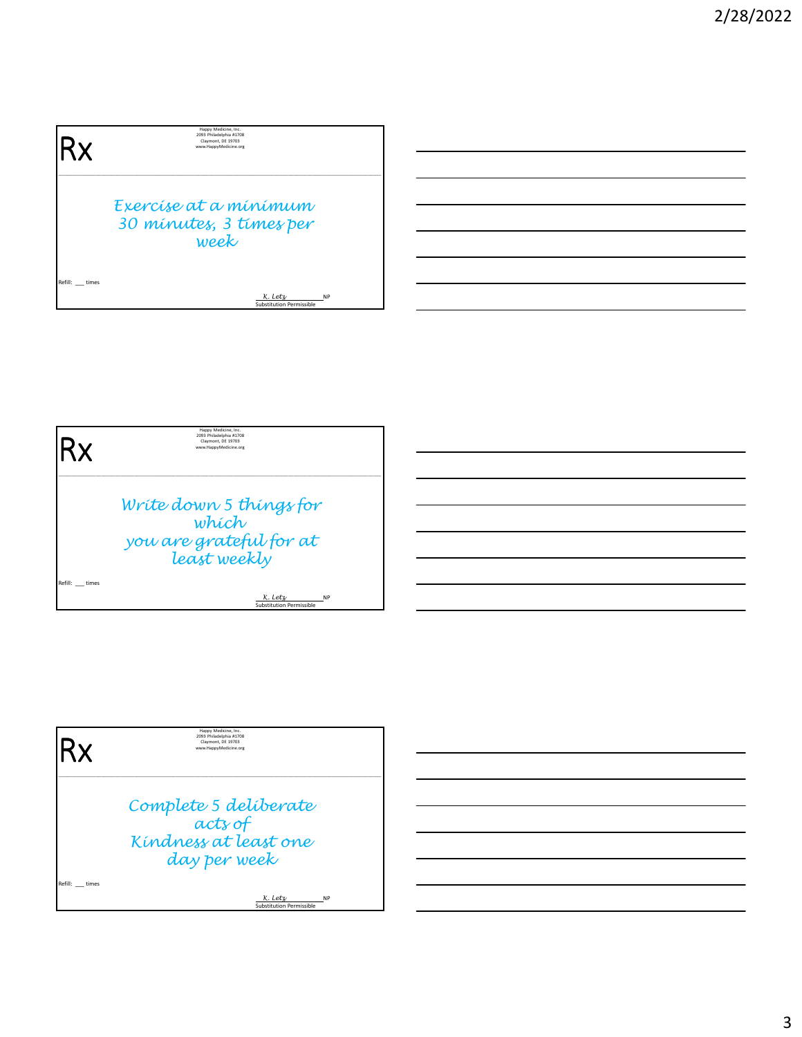Rx

Happy Medicine, Inc.
2093 Philadelphia #1708
Claymont, DE 19703
www.HappyMedicine.org

*Exercise at a minimum 30 minutes, 3 times per week*

Refill: ___ times

*K. Letz* NP
Substitution Permissible

---

Rx

Happy Medicine, Inc.
2093 Philadelphia #1708
Claymont, DE 19703
www.HappyMedicine.org

*Write down 5 things for which you are grateful for at least weekly*

Refill: ___ times

*K. Letz* NP
Substitution Permissible

---

Rx

Happy Medicine, Inc.
2093 Philadelphia #1708
Claymont, DE 19703
www.HappyMedicine.org

*Complete 5 deliberate acts of Kindness at least one day per week*

Refill: ___ times

*K. Letz* NP
Substitution Permissible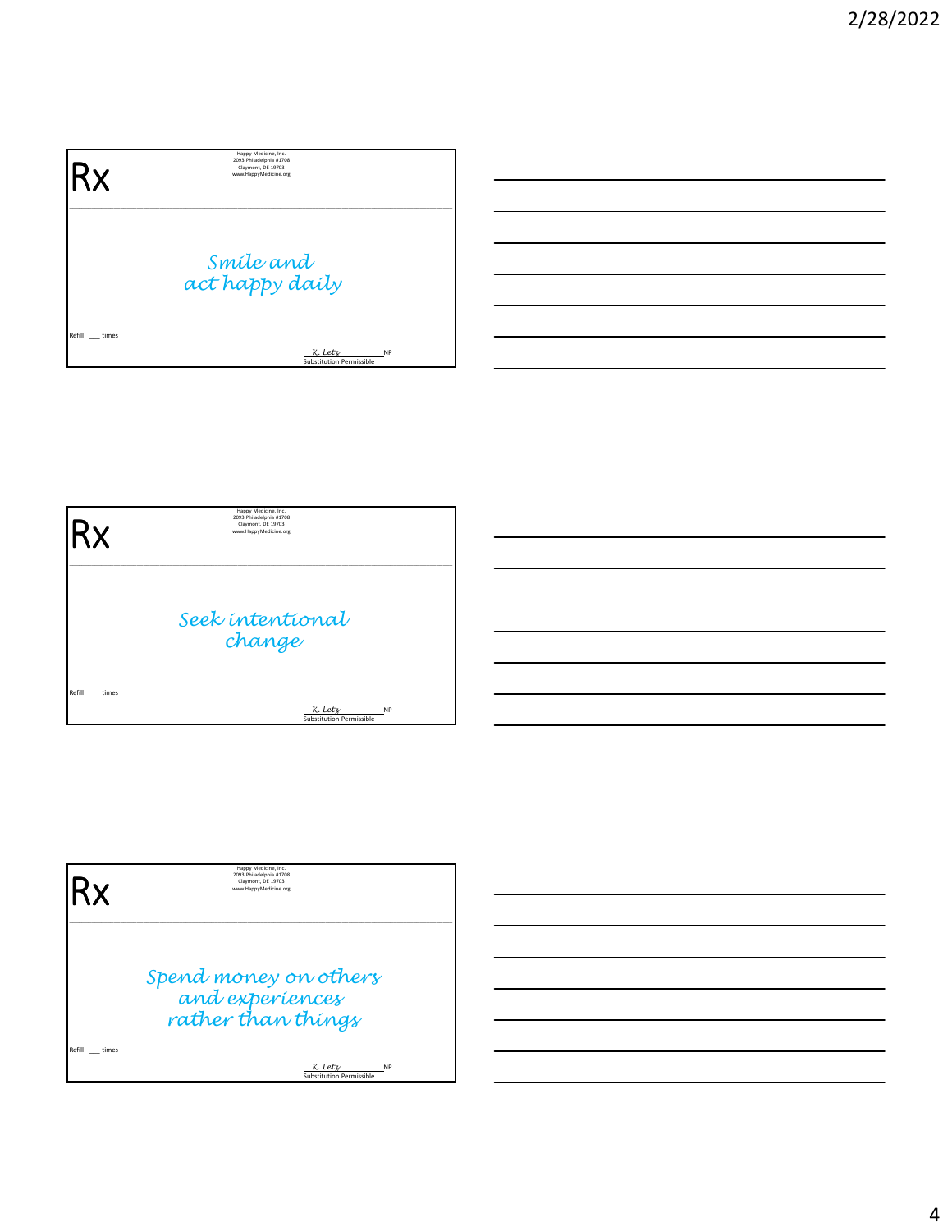Rx

Happy Medicine, Inc.
2093 Philadelphia #1708
Claymont, DE 19703
www.HappyMedicine.org

*Smile and act happy daily*

Refill: ___ times

K. Letz ______ NP
Substitution Permissible

---

Rx

Happy Medicine, Inc.
2093 Philadelphia #1708
Claymont, DE 19703
www.HappyMedicine.org

*Seek intentional change*

Refill: ___ times

K. Letz ______ NP
Substitution Permissible

---

Rx

Happy Medicine, Inc.
2093 Philadelphia #1708
Claymont, DE 19703
www.HappyMedicine.org

*Spend money on others and experiences rather than things*

Refill: ___ times

K. Letz ______ NP
Substitution Permissible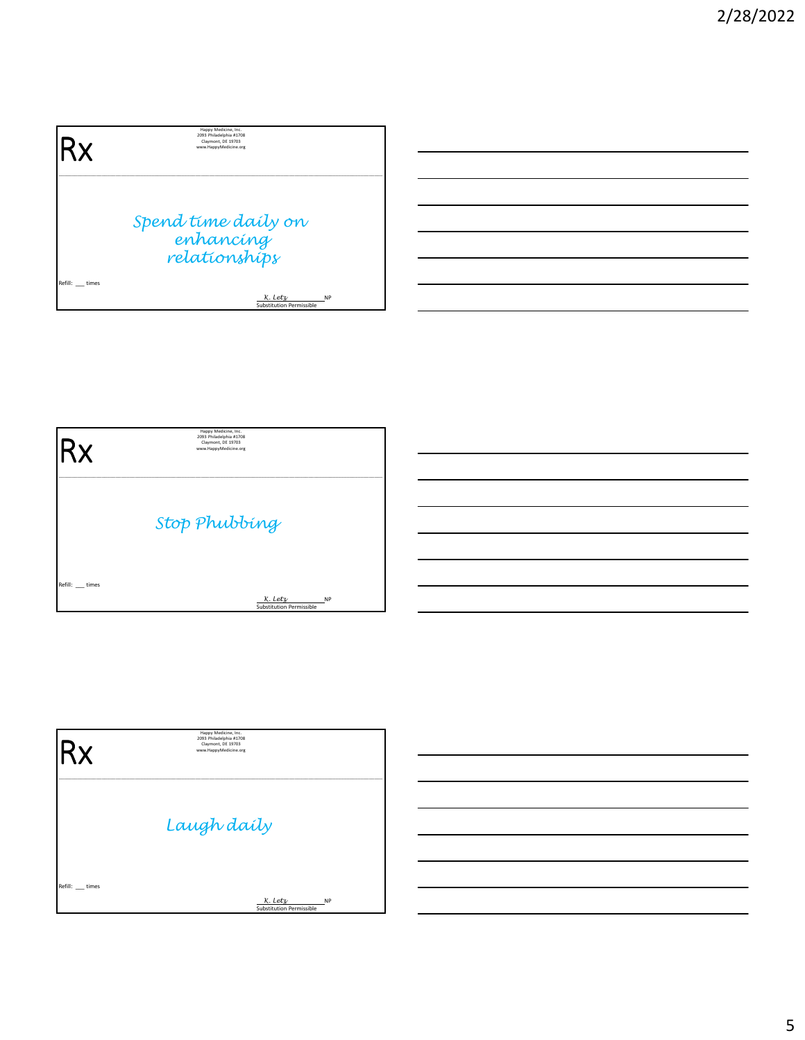Rx

Happy Medicine, Inc.
2093 Philadelphia #1708
Claymont, DE 19703
www.HappyMedicine.org

*Spend time daily on enhancing relationships*

Refill: ___ times

*K. Letz* NP
Substitution Permissible

---

Rx

Happy Medicine, Inc.
2093 Philadelphia #1708
Claymont, DE 19703
www.HappyMedicine.org

*Stop Phubbing*

Refill: ___ times

*K. Letz* NP
Substitution Permissible

---

Rx

Happy Medicine, Inc.
2093 Philadelphia #1708
Claymont, DE 19703
www.HappyMedicine.org

*Laugh daily*

Refill: ___ times

*K. Letz* NP
Substitution Permissible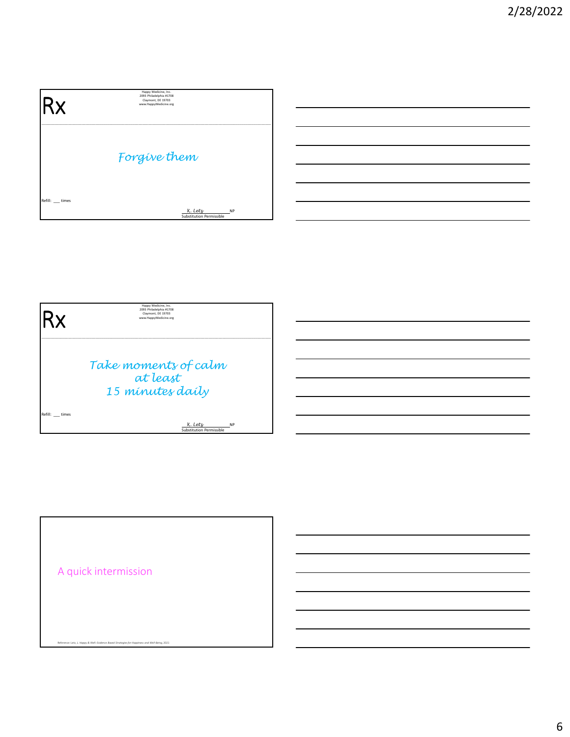Rx

Happy Medicine, Inc.
2093 Philadelphia #1708
Claymont, DE 19703
www.HappyMedicine.org

*Forgive them*

Refill: ___ times

*K. Letz* ___________ NP
Substitution Permissible

---

Rx

Happy Medicine, Inc.
2093 Philadelphia #1708
Claymont, DE 19703
www.HappyMedicine.org

*Take moments of calm*
*at least*
*15 minutes daily*

Refill: ___ times

*K. Letz* ___________ NP
Substitution Permissible

---

A quick intermission

Reference: Letz, L. *Happy & Well: Evidence Based Strategies for Happiness and Well-Being,* 2021